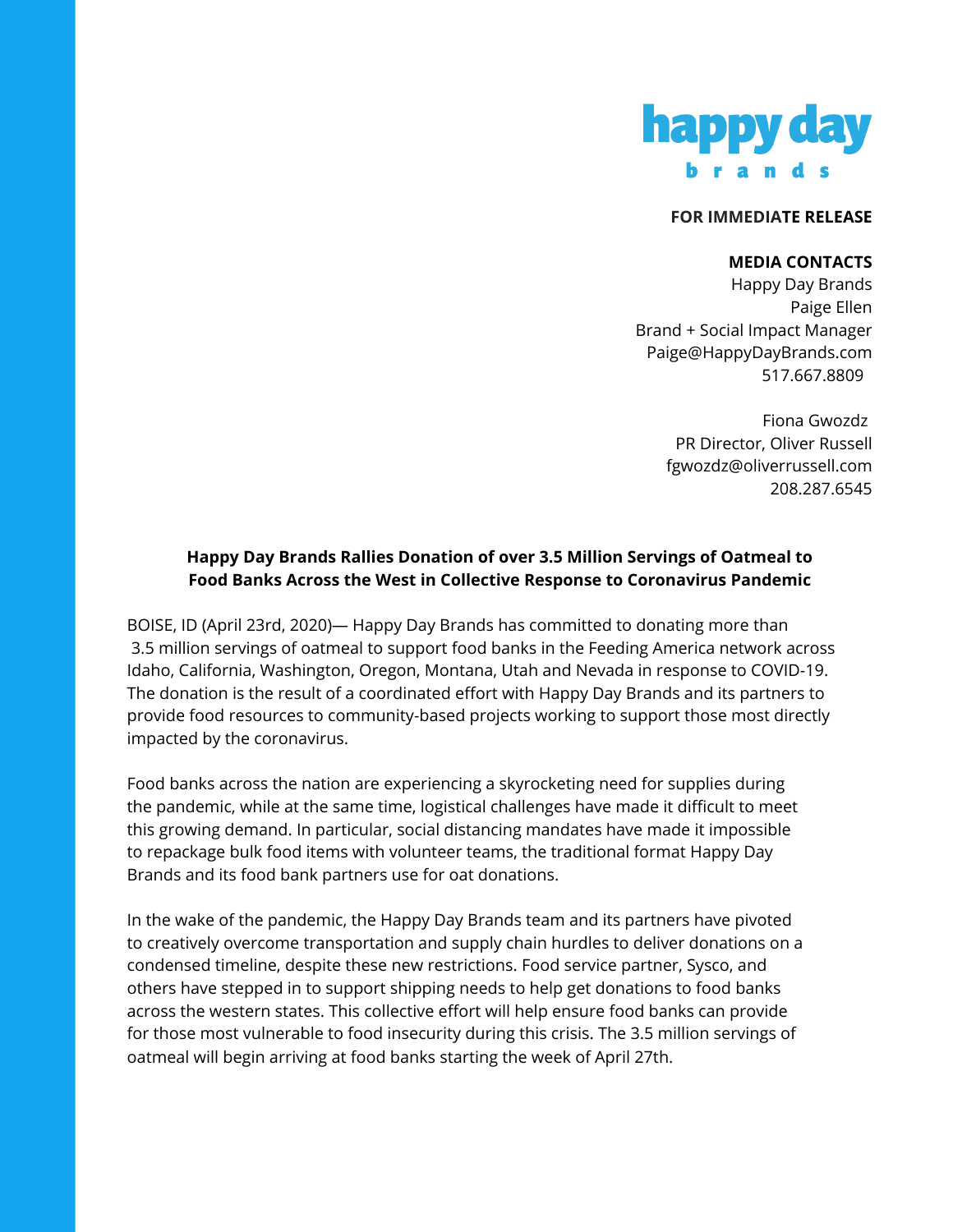happy day brands

**FOR IMMEDIATE RELEASE**

**MEDIA CONTACTS**
Happy Day Brands
Paige Ellen
Brand + Social Impact Manager
Paige@HappyDayBrands.com
517.667.8809

Fiona Gwozdz
PR Director, Oliver Russell
fgwozdz@oliverrussell.com
208.287.6545

**Happy Day Brands Rallies Donation of over 3.5 Million Servings of Oatmeal to Food Banks Across the West in Collective Response to Coronavirus Pandemic**

BOISE, ID (April 23rd, 2020)— Happy Day Brands has committed to donating more than 3.5 million servings of oatmeal to support food banks in the Feeding America network across Idaho, California, Washington, Oregon, Montana, Utah and Nevada in response to COVID-19. The donation is the result of a coordinated effort with Happy Day Brands and its partners to provide food resources to community-based projects working to support those most directly impacted by the coronavirus.

Food banks across the nation are experiencing a skyrocketing need for supplies during the pandemic, while at the same time, logistical challenges have made it difficult to meet this growing demand. In particular, social distancing mandates have made it impossible to repackage bulk food items with volunteer teams, the traditional format Happy Day Brands and its food bank partners use for oat donations.

In the wake of the pandemic, the Happy Day Brands team and its partners have pivoted to creatively overcome transportation and supply chain hurdles to deliver donations on a condensed timeline, despite these new restrictions. Food service partner, Sysco, and others have stepped in to support shipping needs to help get donations to food banks across the western states. This collective effort will help ensure food banks can provide for those most vulnerable to food insecurity during this crisis. The 3.5 million servings of oatmeal will begin arriving at food banks starting the week of April 27th.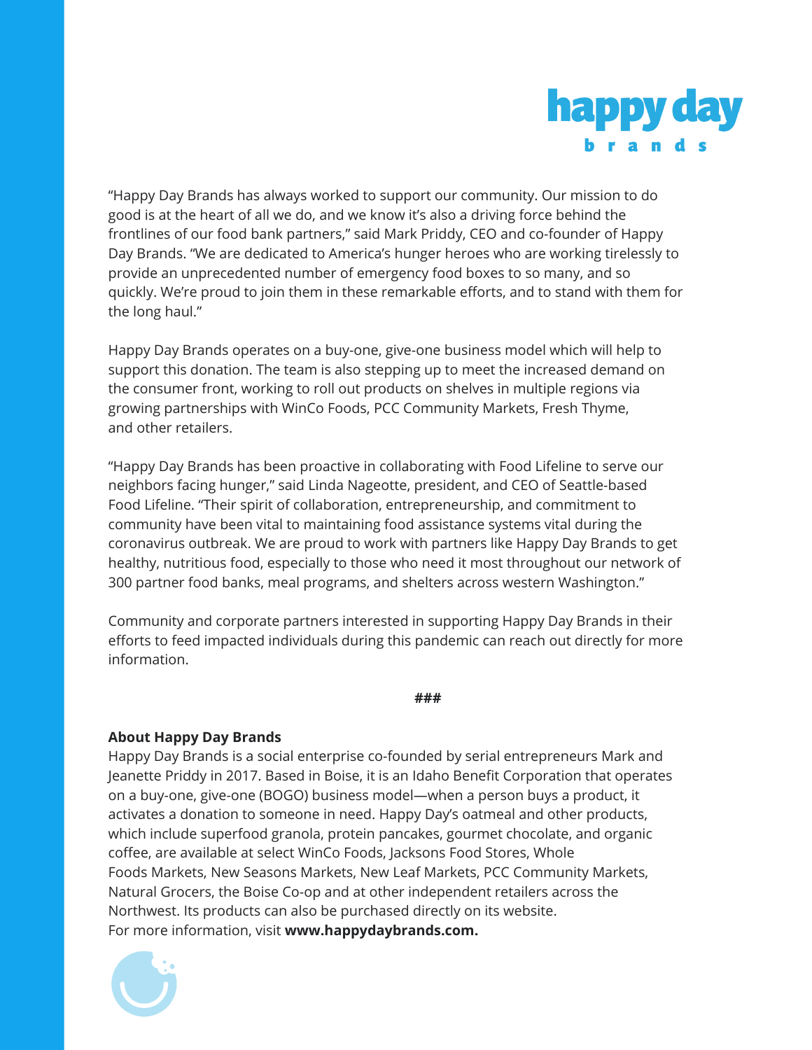"Happy Day Brands has always worked to support our community. Our mission to do good is at the heart of all we do, and we know it's also a driving force behind the frontlines of our food bank partners," said Mark Priddy, CEO and co-founder of Happy Day Brands. "We are dedicated to America's hunger heroes who are working tirelessly to provide an unprecedented number of emergency food boxes to so many, and so quickly. We're proud to join them in these remarkable efforts, and to stand with them for the long haul."

Happy Day Brands operates on a buy-one, give-one business model which will help to support this donation. The team is also stepping up to meet the increased demand on the consumer front, working to roll out products on shelves in multiple regions via growing partnerships with WinCo Foods, PCC Community Markets, Fresh Thyme, and other retailers.

"Happy Day Brands has been proactive in collaborating with Food Lifeline to serve our neighbors facing hunger," said Linda Nageotte, president, and CEO of Seattle-based Food Lifeline. "Their spirit of collaboration, entrepreneurship, and commitment to community have been vital to maintaining food assistance systems vital during the coronavirus outbreak. We are proud to work with partners like Happy Day Brands to get healthy, nutritious food, especially to those who need it most throughout our network of 300 partner food banks, meal programs, and shelters across western Washington."

Community and corporate partners interested in supporting Happy Day Brands in their efforts to feed impacted individuals during this pandemic can reach out directly for more information.

###

**About Happy Day Brands**

Happy Day Brands is a social enterprise co-founded by serial entrepreneurs Mark and Jeanette Priddy in 2017. Based in Boise, it is an Idaho Benefit Corporation that operates on a buy-one, give-one (BOGO) business model—when a person buys a product, it activates a donation to someone in need. Happy Day's oatmeal and other products, which include superfood granola, protein pancakes, gourmet chocolate, and organic coffee, are available at select WinCo Foods, Jacksons Food Stores, Whole Foods Markets, New Seasons Markets, New Leaf Markets, PCC Community Markets, Natural Grocers, the Boise Co-op and at other independent retailers across the Northwest. Its products can also be purchased directly on its website. For more information, visit **www.happydaybrands.com.**